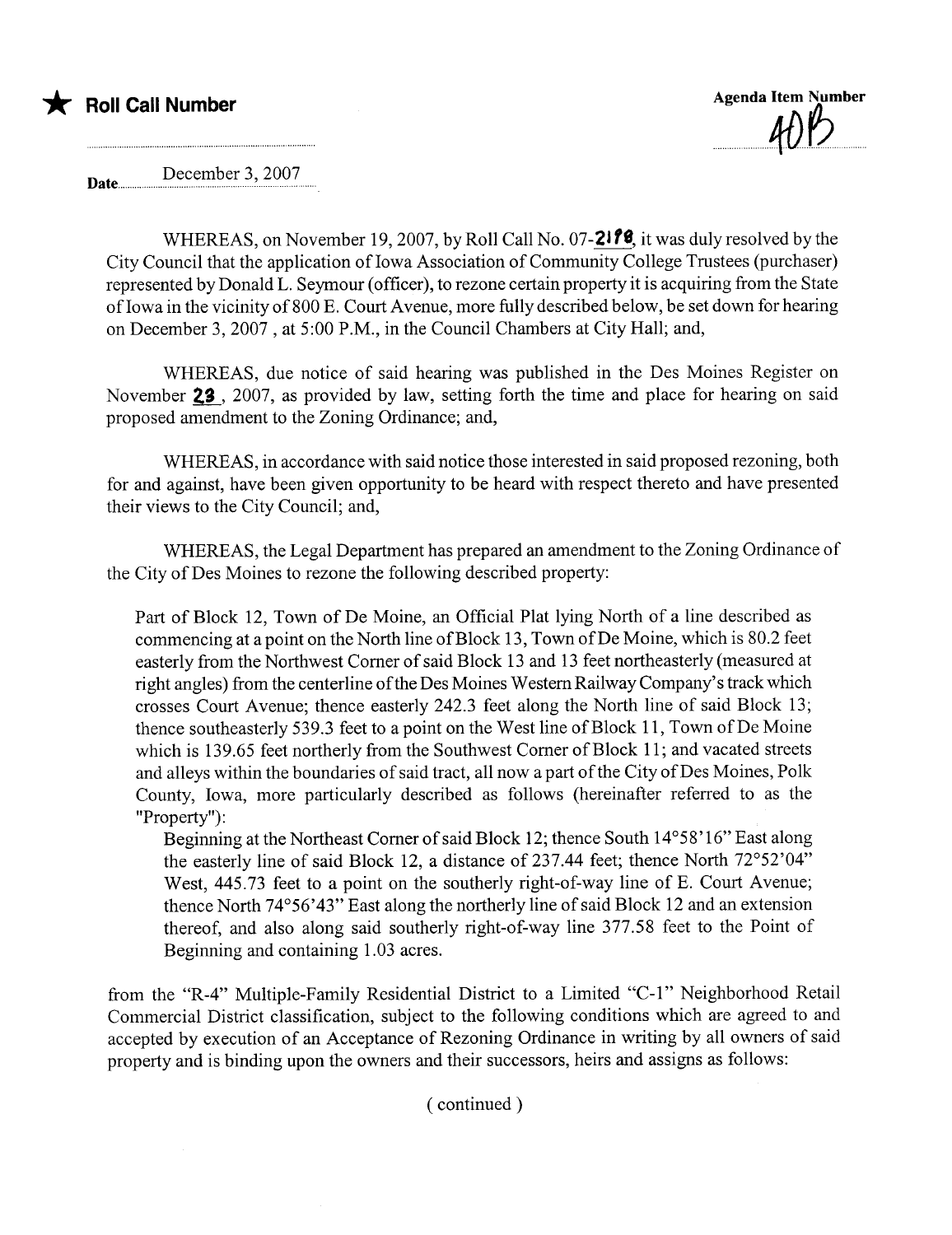★ **Roll Call Number**

**Agenda Item Number**
40B

Date December 3, 2007

WHEREAS, on November 19, 2007, by Roll Call No. 07-2178, it was duly resolved by the City Council that the application of Iowa Association of Community College Trustees (purchaser) represented by Donald L. Seymour (officer), to rezone certain property it is acquiring from the State of Iowa in the vicinity of 800 E. Court Avenue, more fully described below, be set down for hearing on December 3, 2007 , at 5:00 P.M., in the Council Chambers at City Hall; and,

WHEREAS, due notice of said hearing was published in the Des Moines Register on November 23, 2007, as provided by law, setting forth the time and place for hearing on said proposed amendment to the Zoning Ordinance; and,

WHEREAS, in accordance with said notice those interested in said proposed rezoning, both for and against, have been given opportunity to be heard with respect thereto and have presented their views to the City Council; and,

WHEREAS, the Legal Department has prepared an amendment to the Zoning Ordinance of the City of Des Moines to rezone the following described property:

Part of Block 12, Town of De Moine, an Official Plat lying North of a line described as commencing at a point on the North line of Block 13, Town of De Moine, which is 80.2 feet easterly from the Northwest Corner of said Block 13 and 13 feet northeasterly (measured at right angles) from the centerline of the Des Moines Western Railway Company's track which crosses Court Avenue; thence easterly 242.3 feet along the North line of said Block 13; thence southeasterly 539.3 feet to a point on the West line of Block 11, Town of De Moine which is 139.65 feet northerly from the Southwest Corner of Block 11; and vacated streets and alleys within the boundaries of said tract, all now a part of the City of Des Moines, Polk County, Iowa, more particularly described as follows (hereinafter referred to as the "Property"):

Beginning at the Northeast Corner of said Block 12; thence South 14°58'16" East along the easterly line of said Block 12, a distance of 237.44 feet; thence North 72°52'04" West, 445.73 feet to a point on the southerly right-of-way line of E. Court Avenue; thence North 74°56'43" East along the northerly line of said Block 12 and an extension thereof, and also along said southerly right-of-way line 377.58 feet to the Point of Beginning and containing 1.03 acres.

from the "R-4" Multiple-Family Residential District to a Limited "C-1" Neighborhood Retail Commercial District classification, subject to the following conditions which are agreed to and accepted by execution of an Acceptance of Rezoning Ordinance in writing by all owners of said property and is binding upon the owners and their successors, heirs and assigns as follows:

( continued )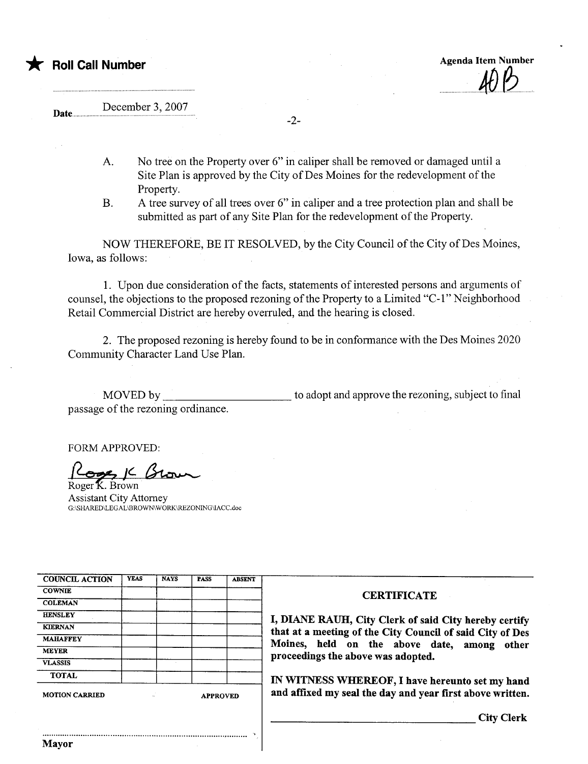★ **Roll Call Number**

Agenda Item Number
40 B

Date December 3, 2007

A. No tree on the Property over 6" in caliper shall be removed or damaged until a Site Plan is approved by the City of Des Moines for the redevelopment of the Property.

B. A tree survey of all trees over 6" in caliper and a tree protection plan and shall be submitted as part of any Site Plan for the redevelopment of the Property.

NOW THEREFORE, BE IT RESOLVED, by the City Council of the City of Des Moines, Iowa, as follows:

1. Upon due consideration of the facts, statements of interested persons and arguments of counsel, the objections to the proposed rezoning of the Property to a Limited "C-1" Neighborhood Retail Commercial District are hereby overruled, and the hearing is closed.

2. The proposed rezoning is hereby found to be in conformance with the Des Moines 2020 Community Character Land Use Plan.

MOVED by ____________________ to adopt and approve the rezoning, subject to final passage of the rezoning ordinance.

FORM APPROVED:

Roger K. Brown
Roger K. Brown
Assistant City Attorney
G:\SHARED\LEGAL\BROWN\WORK\REZONING\IACC.doc

| COUNCIL ACTION | YEAS | NAYS | PASS | ABSENT |
|---|---|---|---|---|
| COWNIE | | | | |
| COLEMAN | | | | |
| HENSLEY | | | | |
| KIERNAN | | | | |
| MAHAFFEY | | | | |
| MEYER | | | | |
| VLASSIS | | | | |
| TOTAL | | | | |

MOTION CARRIED APPROVED

Mayor

**CERTIFICATE**

**I, DIANE RAUH, City Clerk of said City hereby certify that at a meeting of the City Council of said City of Des Moines, held on the above date, among other proceedings the above was adopted.**

**IN WITNESS WHEREOF, I have hereunto set my hand and affixed my seal the day and year first above written.**

____________________ **City Clerk**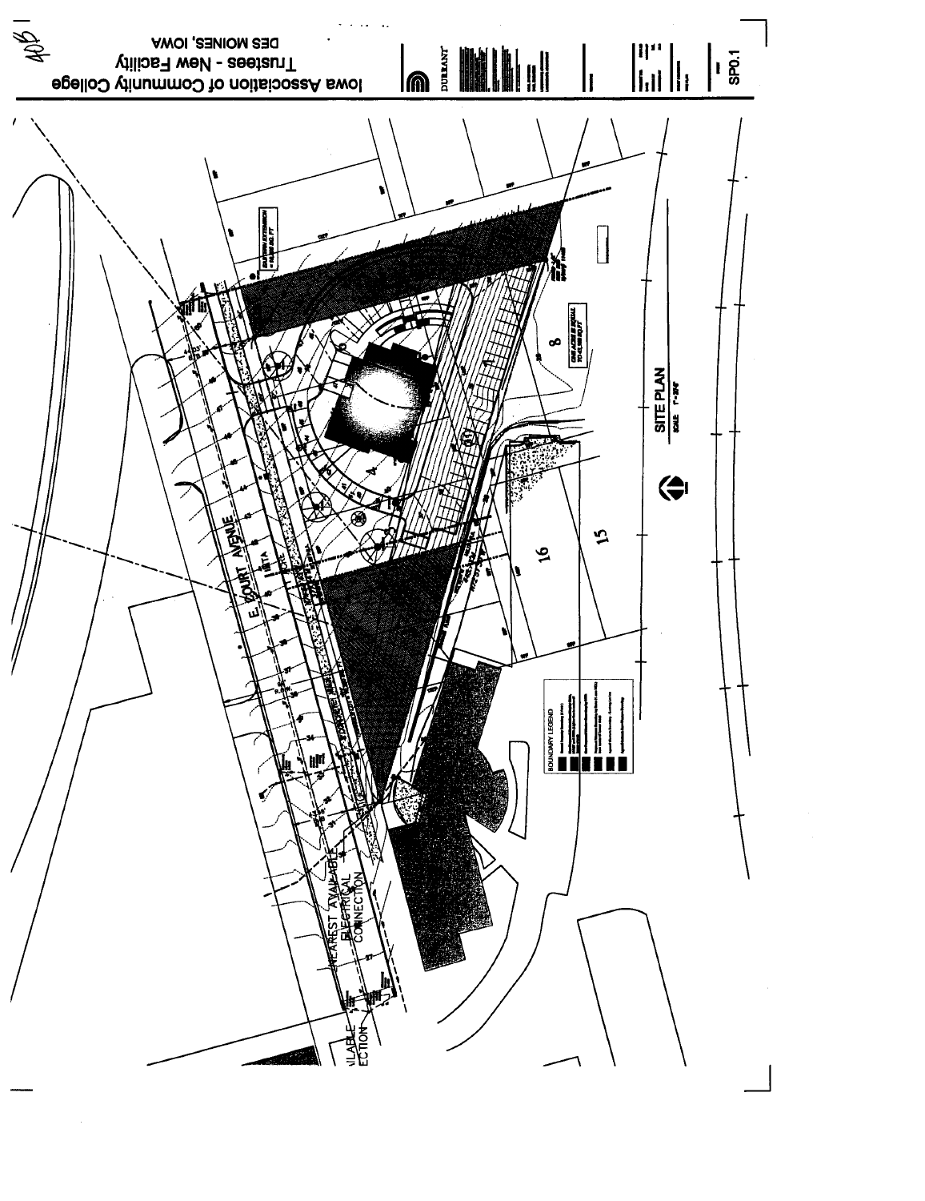# Iowa Association of Community College Trustees - New Facility

DES MOINES, IOWA

DURRANT

SP0.1

SITE PLAN

E. COURT AVENUE

NEAREST AVAILABLE ELECTRICAL CONNECTION

BOUNDARY LEGEND

16

15

8